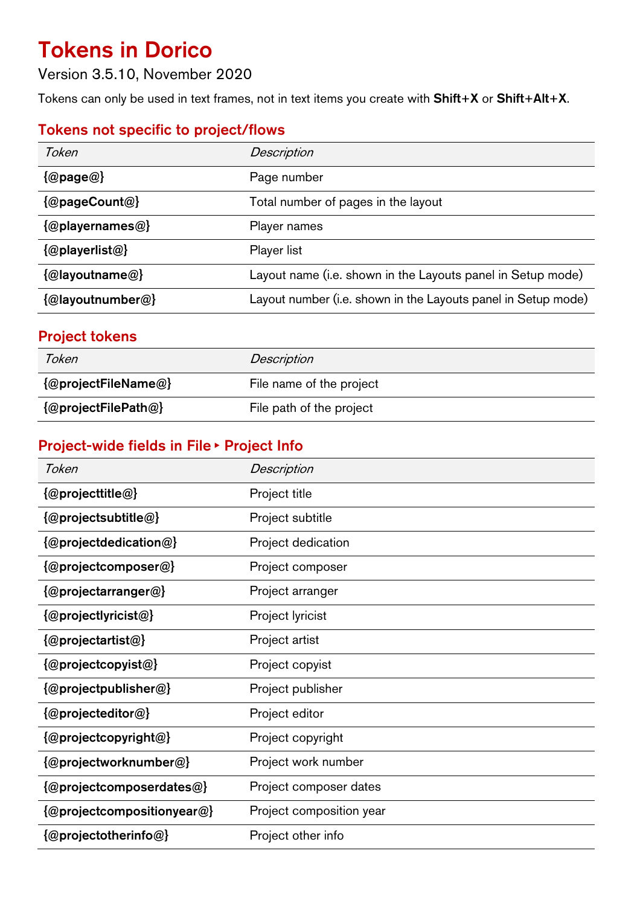# Tokens in Dorico

Version 3.5.10, November 2020

Tokens can only be used in text frames, not in text items you create with **Shift+X** or **Shift+Alt+X**.

## Tokens not specific to project/flows

| *Token* | *Description* |
|---|---|
| **{@page@}** | Page number |
| **{@pageCount@}** | Total number of pages in the layout |
| **{@playernames@}** | Player names |
| **{@playerlist@}** | Player list |
| **{@layoutname@}** | Layout name (i.e. shown in the Layouts panel in Setup mode) |
| **{@layoutnumber@}** | Layout number (i.e. shown in the Layouts panel in Setup mode) |

## Project tokens

| *Token* | *Description* |
|---|---|
| **{@projectFileName@}** | File name of the project |
| **{@projectFilePath@}** | File path of the project |

## Project-wide fields in File ▸ Project Info

| *Token* | *Description* |
|---|---|
| **{@projecttitle@}** | Project title |
| **{@projectsubtitle@}** | Project subtitle |
| **{@projectdedication@}** | Project dedication |
| **{@projectcomposer@}** | Project composer |
| **{@projectarranger@}** | Project arranger |
| **{@projectlyricist@}** | Project lyricist |
| **{@projectartist@}** | Project artist |
| **{@projectcopyist@}** | Project copyist |
| **{@projectpublisher@}** | Project publisher |
| **{@projecteditor@}** | Project editor |
| **{@projectcopyright@}** | Project copyright |
| **{@projectworknumber@}** | Project work number |
| **{@projectcomposerdates@}** | Project composer dates |
| **{@projectcompositionyear@}** | Project composition year |
| **{@projectotherinfo@}** | Project other info |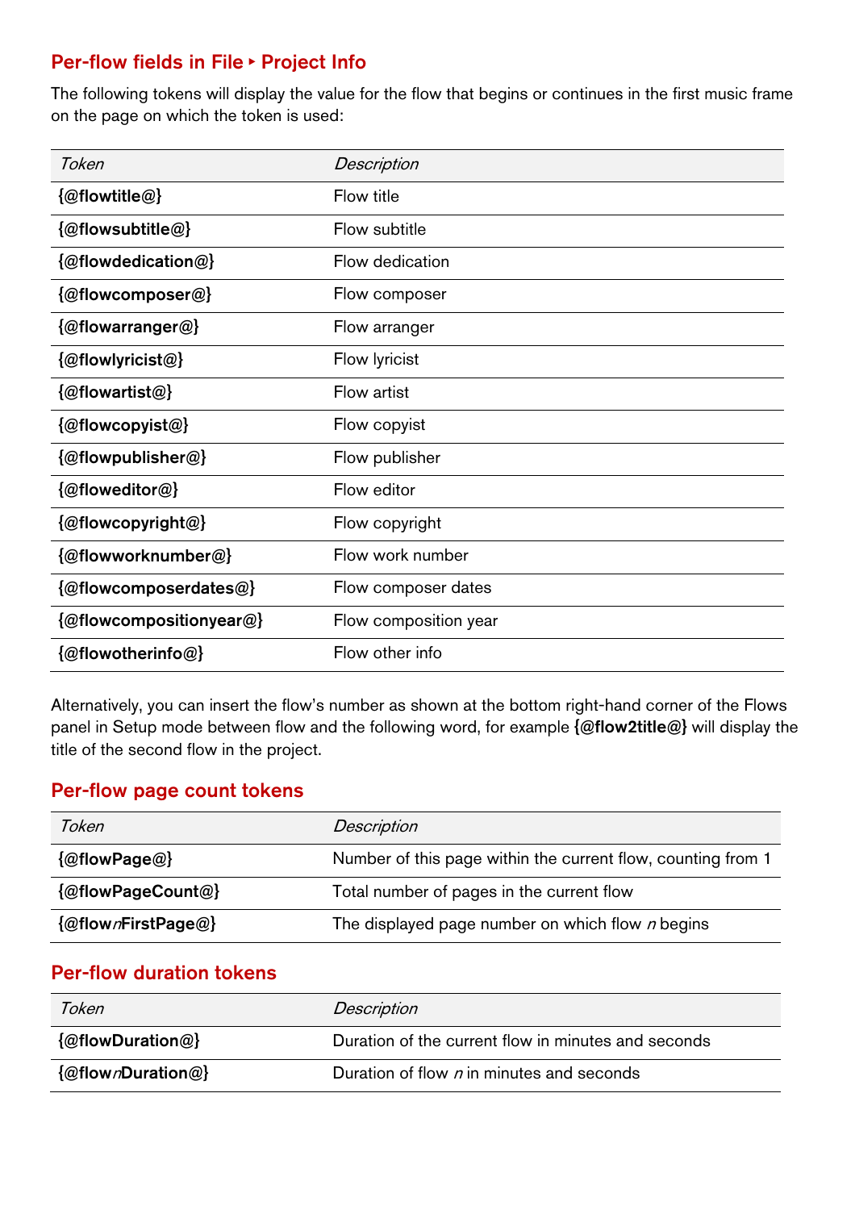## Per-flow fields in File ▸ Project Info

The following tokens will display the value for the flow that begins or continues in the first music frame on the page on which the token is used:

| *Token* | *Description* |
| --- | --- |
| **{@flowtitle@}** | Flow title |
| **{@flowsubtitle@}** | Flow subtitle |
| **{@flowdedication@}** | Flow dedication |
| **{@flowcomposer@}** | Flow composer |
| **{@flowarranger@}** | Flow arranger |
| **{@flowlyricist@}** | Flow lyricist |
| **{@flowartist@}** | Flow artist |
| **{@flowcopyist@}** | Flow copyist |
| **{@flowpublisher@}** | Flow publisher |
| **{@floweditor@}** | Flow editor |
| **{@flowcopyright@}** | Flow copyright |
| **{@flowworknumber@}** | Flow work number |
| **{@flowcomposerdates@}** | Flow composer dates |
| **{@flowcompositionyear@}** | Flow composition year |
| **{@flowotherinfo@}** | Flow other info |

Alternatively, you can insert the flow's number as shown at the bottom right-hand corner of the Flows panel in Setup mode between flow and the following word, for example **{@flow2title@}** will display the title of the second flow in the project.

## Per-flow page count tokens

| *Token* | *Description* |
| --- | --- |
| **{@flowPage@}** | Number of this page within the current flow, counting from 1 |
| **{@flowPageCount@}** | Total number of pages in the current flow |
| **{@flow*n*FirstPage@}** | The displayed page number on which flow *n* begins |

## Per-flow duration tokens

| *Token* | *Description* |
| --- | --- |
| **{@flowDuration@}** | Duration of the current flow in minutes and seconds |
| **{@flow*n*Duration@}** | Duration of flow *n* in minutes and seconds |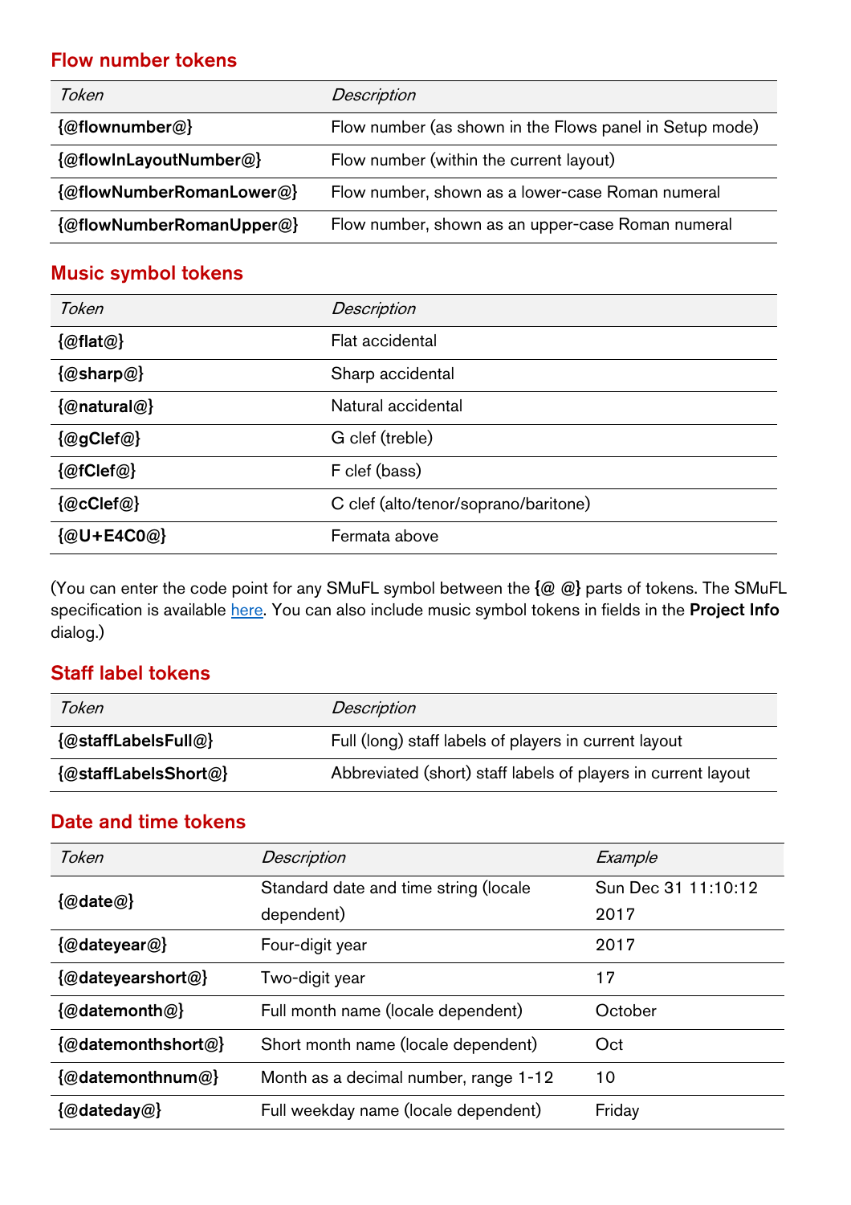## Flow number tokens

| *Token* | *Description* |
| --- | --- |
| **{@flownumber@}** | Flow number (as shown in the Flows panel in Setup mode) |
| **{@flowInLayoutNumber@}** | Flow number (within the current layout) |
| **{@flowNumberRomanLower@}** | Flow number, shown as a lower-case Roman numeral |
| **{@flowNumberRomanUpper@}** | Flow number, shown as an upper-case Roman numeral |

## Music symbol tokens

| *Token* | *Description* |
| --- | --- |
| **{@flat@}** | Flat accidental |
| **{@sharp@}** | Sharp accidental |
| **{@natural@}** | Natural accidental |
| **{@gClef@}** | G clef (treble) |
| **{@fClef@}** | F clef (bass) |
| **{@cClef@}** | C clef (alto/tenor/soprano/baritone) |
| **{@U+E4C0@}** | Fermata above |

(You can enter the code point for any SMuFL symbol between the **{@ @}** parts of tokens. The SMuFL specification is available [here](). You can also include music symbol tokens in fields in the **Project Info** dialog.)

## Staff label tokens

| *Token* | *Description* |
| --- | --- |
| **{@staffLabelsFull@}** | Full (long) staff labels of players in current layout |
| **{@staffLabelsShort@}** | Abbreviated (short) staff labels of players in current layout |

## Date and time tokens

| *Token* | *Description* | *Example* |
| --- | --- | --- |
| **{@date@}** | Standard date and time string (locale dependent) | Sun Dec 31 11:10:12 2017 |
| **{@dateyear@}** | Four-digit year | 2017 |
| **{@dateyearshort@}** | Two-digit year | 17 |
| **{@datemonth@}** | Full month name (locale dependent) | October |
| **{@datemonthshort@}** | Short month name (locale dependent) | Oct |
| **{@datemonthnum@}** | Month as a decimal number, range 1-12 | 10 |
| **{@dateday@}** | Full weekday name (locale dependent) | Friday |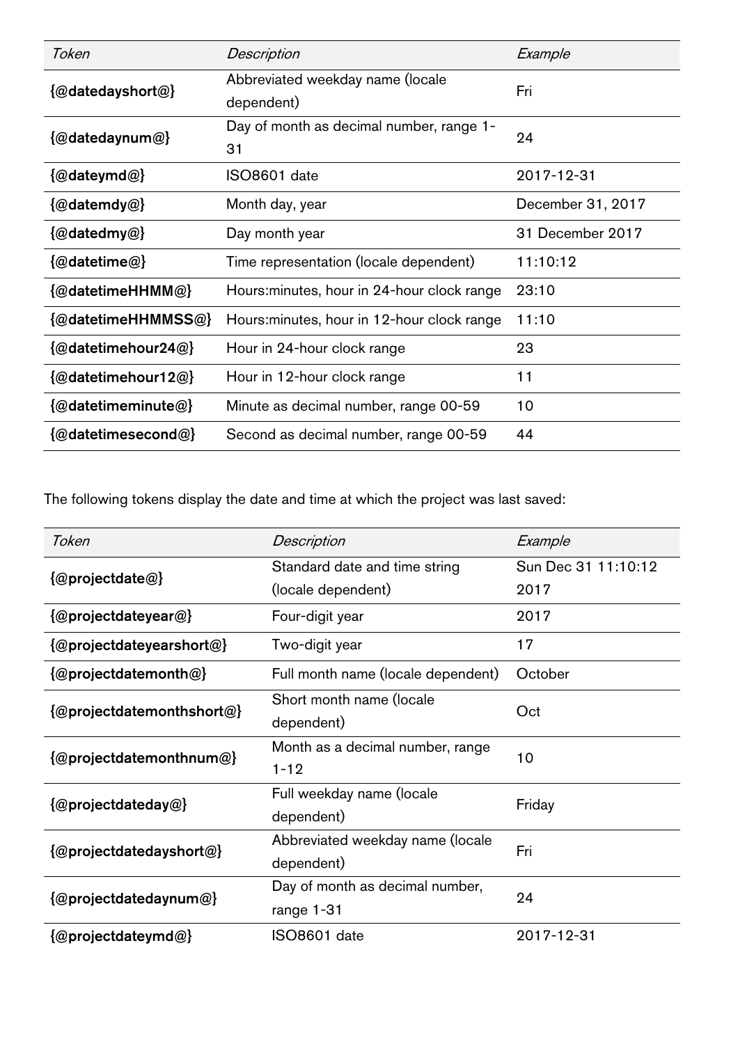| *Token* | *Description* | *Example* |
| --- | --- | --- |
| **{@datedayshort@}** | Abbreviated weekday name (locale dependent) | Fri |
| **{@datedaynum@}** | Day of month as decimal number, range 1-31 | 24 |
| **{@dateymd@}** | ISO8601 date | 2017-12-31 |
| **{@datemdy@}** | Month day, year | December 31, 2017 |
| **{@datedmy@}** | Day month year | 31 December 2017 |
| **{@datetime@}** | Time representation (locale dependent) | 11:10:12 |
| **{@datetimeHHMM@}** | Hours:minutes, hour in 24-hour clock range | 23:10 |
| **{@datetimeHHMMSS@}** | Hours:minutes, hour in 12-hour clock range | 11:10 |
| **{@datetimehour24@}** | Hour in 24-hour clock range | 23 |
| **{@datetimehour12@}** | Hour in 12-hour clock range | 11 |
| **{@datetimeminute@}** | Minute as decimal number, range 00-59 | 10 |
| **{@datetimesecond@}** | Second as decimal number, range 00-59 | 44 |

The following tokens display the date and time at which the project was last saved:

| *Token* | *Description* | *Example* |
| --- | --- | --- |
| **{@projectdate@}** | Standard date and time string (locale dependent) | Sun Dec 31 11:10:12 2017 |
| **{@projectdateyear@}** | Four-digit year | 2017 |
| **{@projectdateyearshort@}** | Two-digit year | 17 |
| **{@projectdatemonth@}** | Full month name (locale dependent) | October |
| **{@projectdatemonthshort@}** | Short month name (locale dependent) | Oct |
| **{@projectdatemonthnum@}** | Month as a decimal number, range 1-12 | 10 |
| **{@projectdateday@}** | Full weekday name (locale dependent) | Friday |
| **{@projectdatedayshort@}** | Abbreviated weekday name (locale dependent) | Fri |
| **{@projectdatedaynum@}** | Day of month as decimal number, range 1-31 | 24 |
| **{@projectdateymd@}** | ISO8601 date | 2017-12-31 |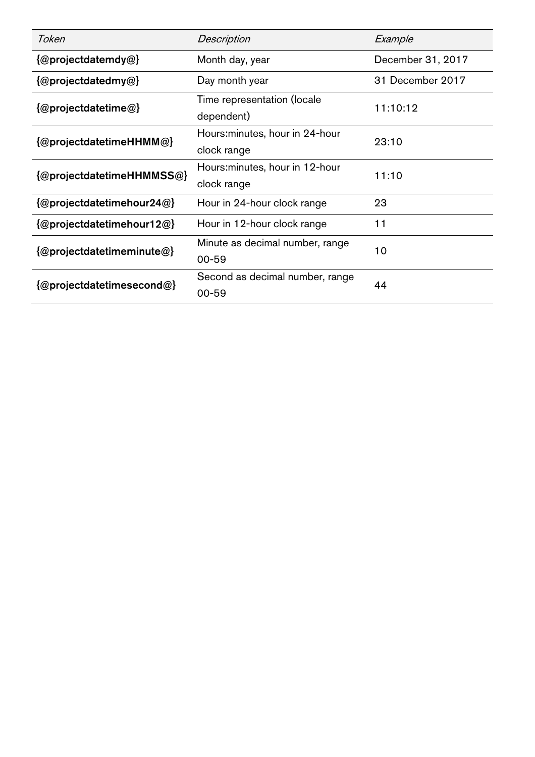| *Token* | *Description* | *Example* |
| --- | --- | --- |
| **{@projectdatemdy@}** | Month day, year | December 31, 2017 |
| **{@projectdatedmy@}** | Day month year | 31 December 2017 |
| **{@projectdatetime@}** | Time representation (locale dependent) | 11:10:12 |
| **{@projectdatetimeHHMM@}** | Hours:minutes, hour in 24-hour clock range | 23:10 |
| **{@projectdatetimeHHMMSS@}** | Hours:minutes, hour in 12-hour clock range | 11:10 |
| **{@projectdatetimehour24@}** | Hour in 24-hour clock range | 23 |
| **{@projectdatetimehour12@}** | Hour in 12-hour clock range | 11 |
| **{@projectdatetimeminute@}** | Minute as decimal number, range 00-59 | 10 |
| **{@projectdatetimesecond@}** | Second as decimal number, range 00-59 | 44 |